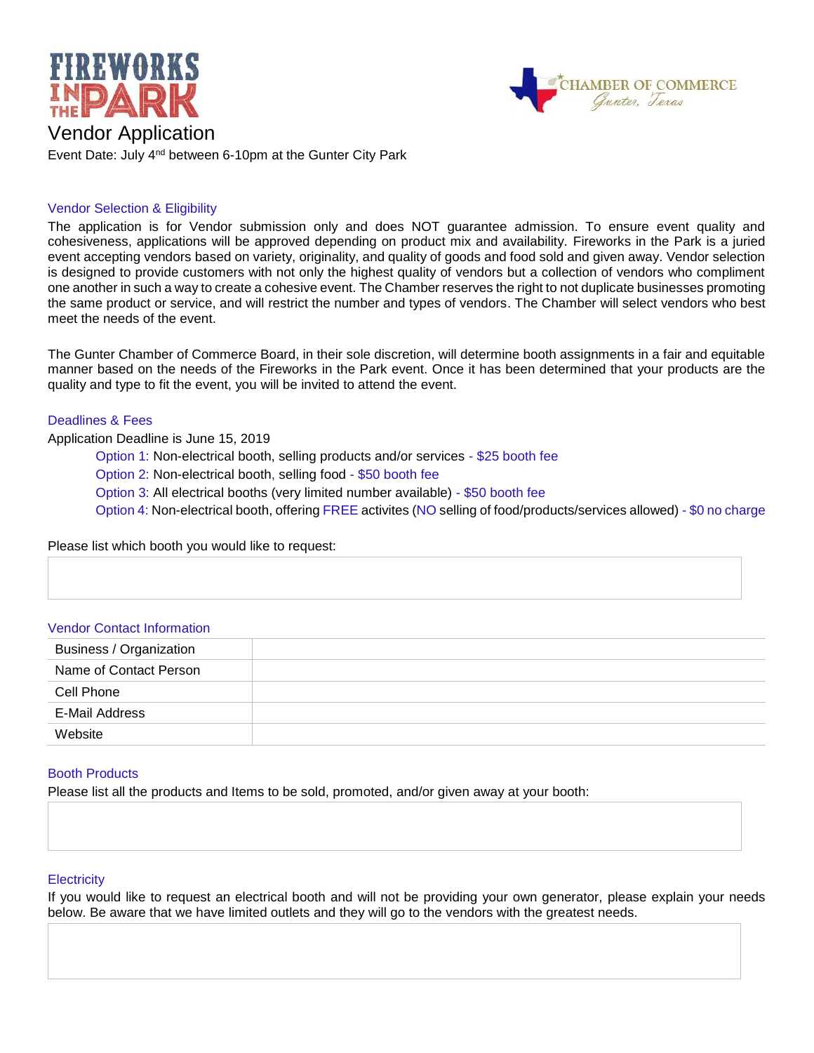FIREWORKS IN THE PARK

CHAMBER OF COMMERCE
Gunter, Texas

# Vendor Application

Event Date: July 4th between 6-10pm at the Gunter City Park

## Vendor Selection & Eligibility

The application is for Vendor submission only and does NOT guarantee admission. To ensure event quality and cohesiveness, applications will be approved depending on product mix and availability. Fireworks in the Park is a juried event accepting vendors based on variety, originality, and quality of goods and food sold and given away. Vendor selection is designed to provide customers with not only the highest quality of vendors but a collection of vendors who compliment one another in such a way to create a cohesive event. The Chamber reserves the right to not duplicate businesses promoting the same product or service, and will restrict the number and types of vendors. The Chamber will select vendors who best meet the needs of the event.

The Gunter Chamber of Commerce Board, in their sole discretion, will determine booth assignments in a fair and equitable manner based on the needs of the Fireworks in the Park event. Once it has been determined that your products are the quality and type to fit the event, you will be invited to attend the event.

## Deadlines & Fees

Application Deadline is June 15, 2019

- Option 1: Non-electrical booth, selling products and/or services - $25 booth fee
- Option 2: Non-electrical booth, selling food - $50 booth fee
- Option 3: All electrical booths (very limited number available) - $50 booth fee
- Option 4: Non-electrical booth, offering FREE activites (NO selling of food/products/services allowed) - $0 no charge

Please list which booth you would like to request:

## Vendor Contact Information

| | |
|---|---|
| Business / Organization | |
| Name of Contact Person | |
| Cell Phone | |
| E-Mail Address | |
| Website | |

## Booth Products

Please list all the products and Items to be sold, promoted, and/or given away at your booth:

## Electricity

If you would like to request an electrical booth and will not be providing your own generator, please explain your needs below. Be aware that we have limited outlets and they will go to the vendors with the greatest needs.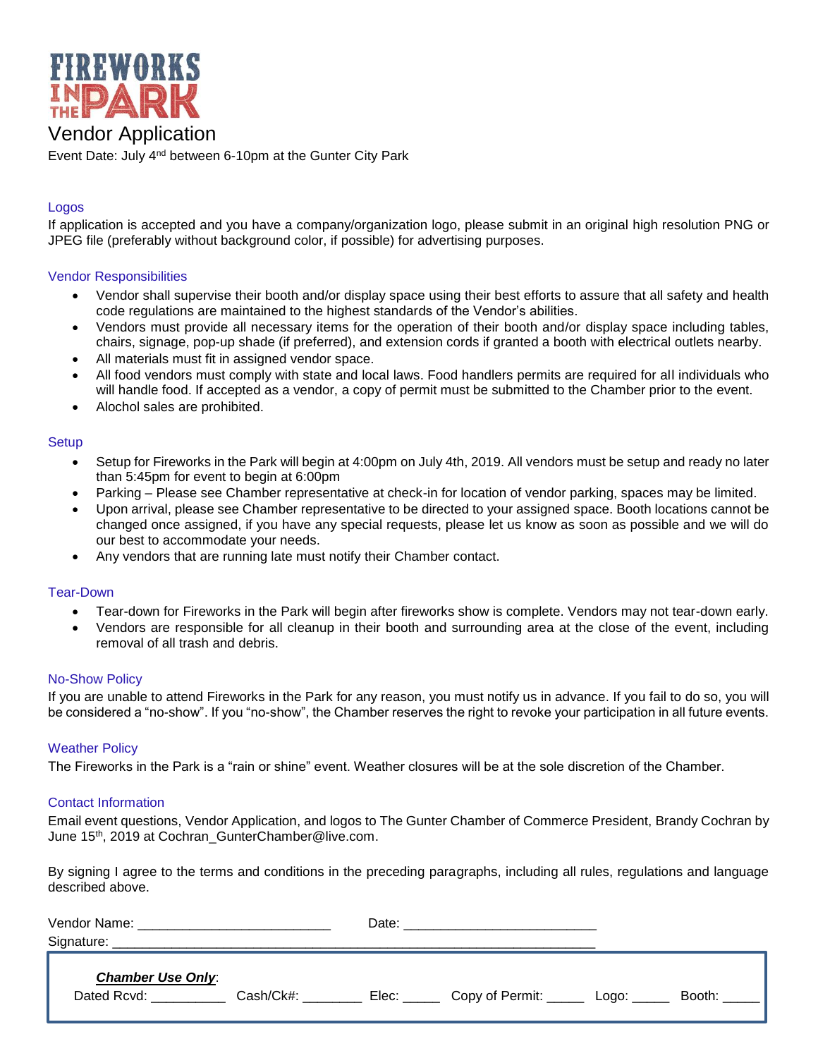# FIREWORKS IN THE PARK

## Vendor Application

Event Date: July 4nd between 6-10pm at the Gunter City Park

### Logos

If application is accepted and you have a company/organization logo, please submit in an original high resolution PNG or JPEG file (preferably without background color, if possible) for advertising purposes.

### Vendor Responsibilities

- Vendor shall supervise their booth and/or display space using their best efforts to assure that all safety and health code regulations are maintained to the highest standards of the Vendor's abilities.
- Vendors must provide all necessary items for the operation of their booth and/or display space including tables, chairs, signage, pop-up shade (if preferred), and extension cords if granted a booth with electrical outlets nearby.
- All materials must fit in assigned vendor space.
- All food vendors must comply with state and local laws. Food handlers permits are required for all individuals who will handle food. If accepted as a vendor, a copy of permit must be submitted to the Chamber prior to the event.
- Alochol sales are prohibited.

### Setup

- Setup for Fireworks in the Park will begin at 4:00pm on July 4th, 2019. All vendors must be setup and ready no later than 5:45pm for event to begin at 6:00pm
- Parking – Please see Chamber representative at check-in for location of vendor parking, spaces may be limited.
- Upon arrival, please see Chamber representative to be directed to your assigned space. Booth locations cannot be changed once assigned, if you have any special requests, please let us know as soon as possible and we will do our best to accommodate your needs.
- Any vendors that are running late must notify their Chamber contact.

### Tear-Down

- Tear-down for Fireworks in the Park will begin after fireworks show is complete. Vendors may not tear-down early.
- Vendors are responsible for all cleanup in their booth and surrounding area at the close of the event, including removal of all trash and debris.

### No-Show Policy

If you are unable to attend Fireworks in the Park for any reason, you must notify us in advance. If you fail to do so, you will be considered a "no-show". If you "no-show", the Chamber reserves the right to revoke your participation in all future events.

### Weather Policy

The Fireworks in the Park is a "rain or shine" event. Weather closures will be at the sole discretion of the Chamber.

### Contact Information

Email event questions, Vendor Application, and logos to The Gunter Chamber of Commerce President, Brandy Cochran by June 15th, 2019 at Cochran_GunterChamber@live.com.

By signing I agree to the terms and conditions in the preceding paragraphs, including all rules, regulations and language described above.

Vendor Name: __________________________ Date: __________________________

Signature: ________________________________________________________________

***Chamber Use Only***:

Dated Rcvd: __________ Cash/Ck#: ________ Elec: _____ Copy of Permit: _____ Logo: _____ Booth: _____